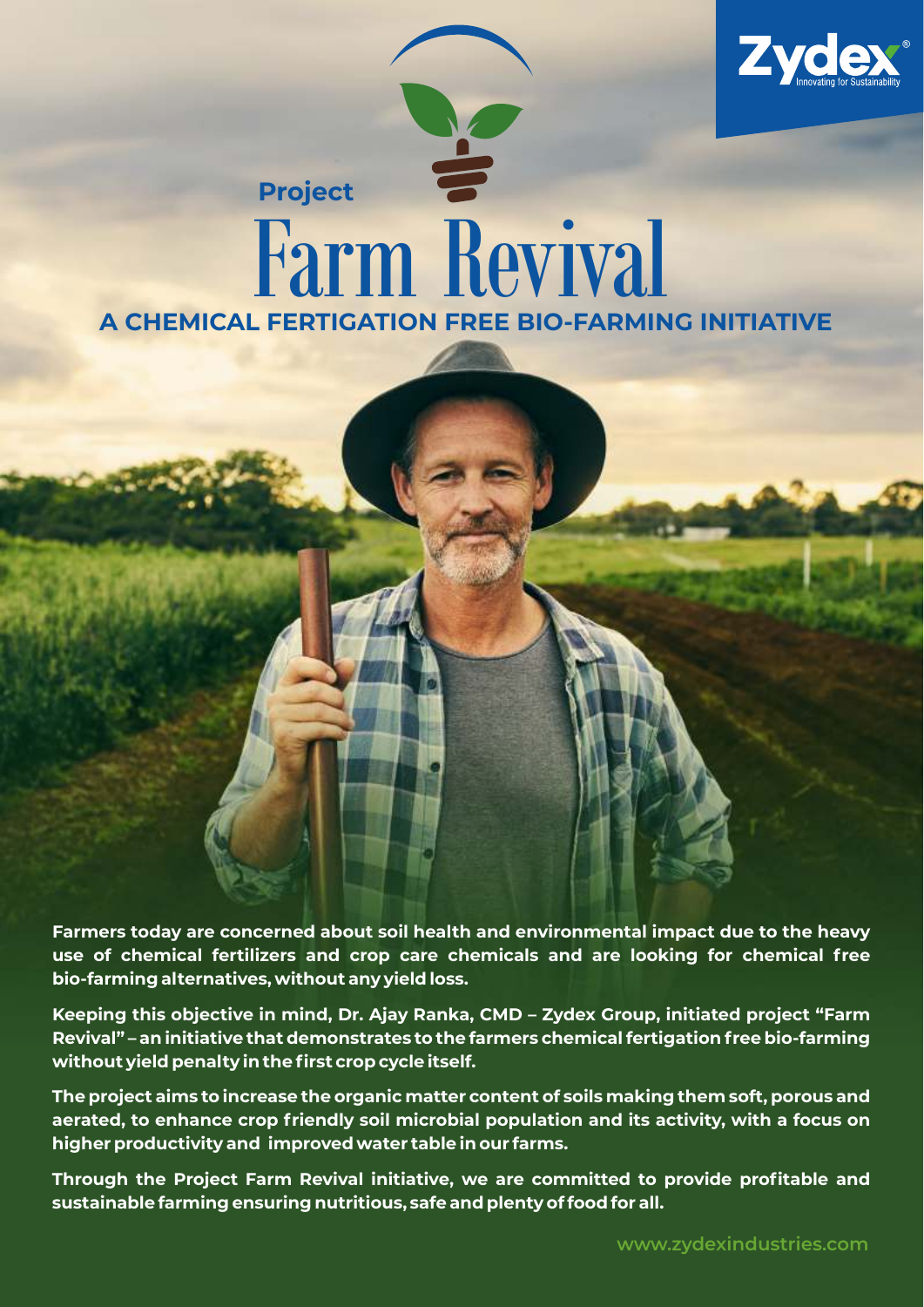Zydex
Innovating for Sustainability

# Project Farm Revival

## A CHEMICAL FERTIGATION FREE BIO-FARMING INITIATIVE

**Farmers today are concerned about soil health and environmental impact due to the heavy use of chemical fertilizers and crop care chemicals and are looking for chemical free bio-farming alternatives, without any yield loss.**

**Keeping this objective in mind, Dr. Ajay Ranka, CMD – Zydex Group, initiated project "Farm Revival" – an initiative that demonstrates to the farmers chemical fertigation free bio-farming without yield penalty in the first crop cycle itself.**

**The project aims to increase the organic matter content of soils making them soft, porous and aerated, to enhance crop friendly soil microbial population and its activity, with a focus on higher productivity and improved water table in our farms.**

**Through the Project Farm Revival initiative, we are committed to provide profitable and sustainable farming ensuring nutritious, safe and plenty of food for all.**

www.zydexindustries.com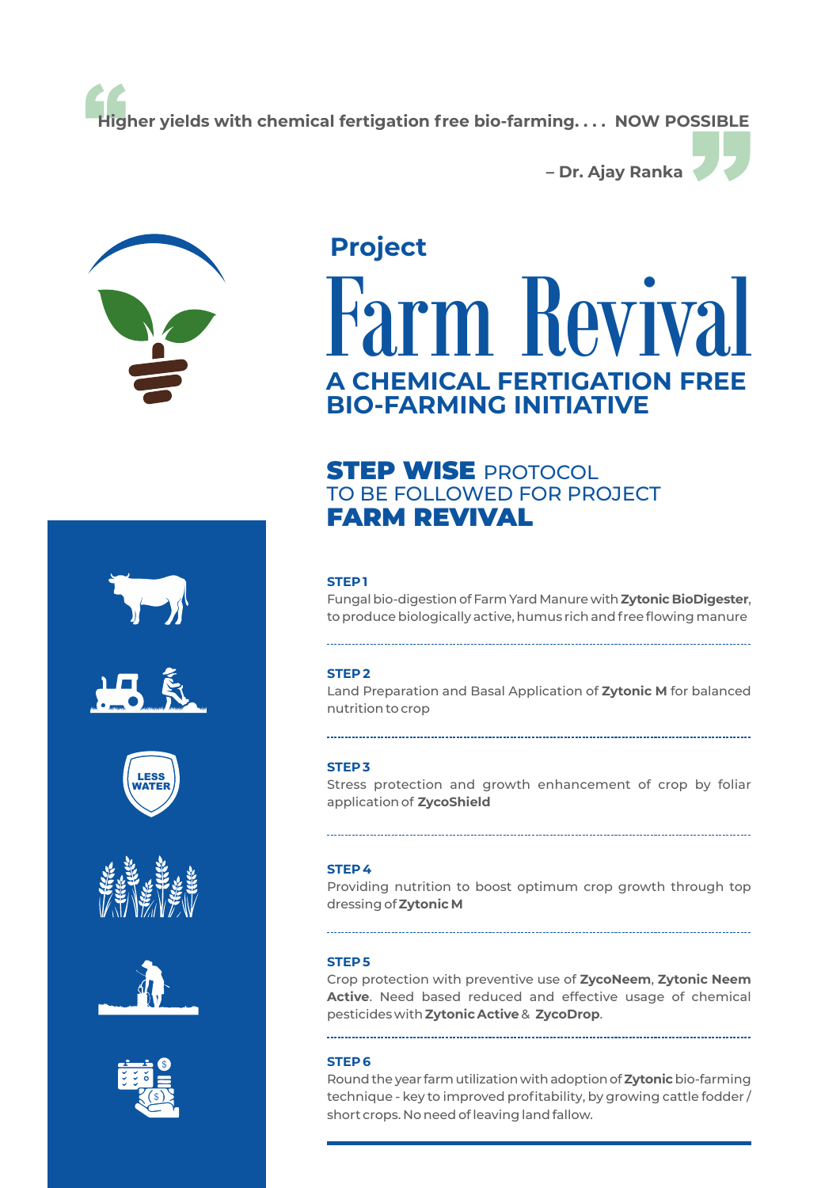> Higher yields with chemical fertigation free bio-farming. . . . NOW POSSIBLE
>
> – Dr. Ajay Ranka

# Project Farm Revival

## A CHEMICAL FERTIGATION FREE BIO-FARMING INITIATIVE

LESS WATER

## STEP WISE PROTOCOL TO BE FOLLOWED FOR PROJECT FARM REVIVAL

**STEP 1**

Fungal bio-digestion of Farm Yard Manure with **Zytonic BioDigester**, to produce biologically active, humus rich and free flowing manure

**STEP 2**

Land Preparation and Basal Application of **Zytonic M** for balanced nutrition to crop

**STEP 3**

Stress protection and growth enhancement of crop by foliar application of **ZycoShield**

**STEP 4**

Providing nutrition to boost optimum crop growth through top dressing of **Zytonic M**

**STEP 5**

Crop protection with preventive use of **ZycoNeem**, **Zytonic Neem Active**. Need based reduced and effective usage of chemical pesticides with **Zytonic Active** & **ZycoDrop**.

**STEP 6**

Round the year farm utilization with adoption of **Zytonic** bio-farming technique - key to improved profitability, by growing cattle fodder / short crops. No need of leaving land fallow.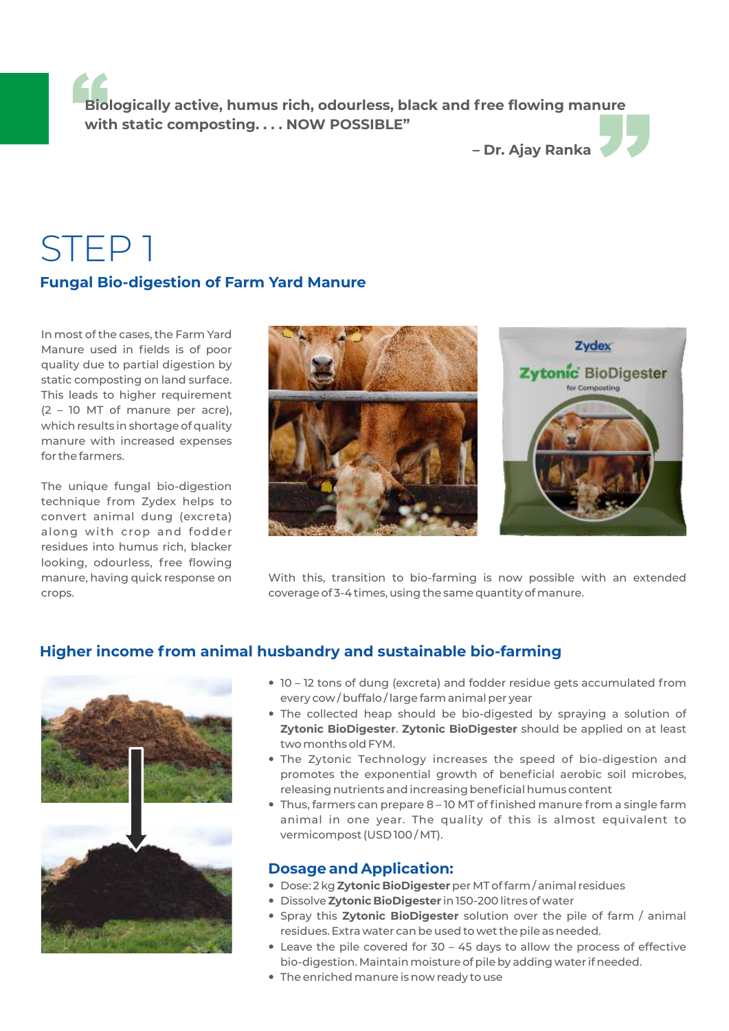> "Biologically active, humus rich, odourless, black and free flowing manure with static composting. . . . NOW POSSIBLE"
>
> – Dr. Ajay Ranka

# STEP 1

## Fungal Bio-digestion of Farm Yard Manure

In most of the cases, the Farm Yard Manure used in fields is of poor quality due to partial digestion by static composting on land surface. This leads to higher requirement (2 – 10 MT of manure per acre), which results in shortage of quality manure with increased expenses for the farmers.

The unique fungal bio-digestion technique from Zydex helps to convert animal dung (excreta) along with crop and fodder residues into humus rich, blacker looking, odourless, free flowing manure, having quick response on crops.

With this, transition to bio-farming is now possible with an extended coverage of 3-4 times, using the same quantity of manure.

## Higher income from animal husbandry and sustainable bio-farming

- 10 – 12 tons of dung (excreta) and fodder residue gets accumulated from every cow / buffalo / large farm animal per year
- The collected heap should be bio-digested by spraying a solution of **Zytonic BioDigester**. **Zytonic BioDigester** should be applied on at least two months old FYM.
- The Zytonic Technology increases the speed of bio-digestion and promotes the exponential growth of beneficial aerobic soil microbes, releasing nutrients and increasing beneficial humus content
- Thus, farmers can prepare 8 – 10 MT of finished manure from a single farm animal in one year. The quality of this is almost equivalent to vermicompost (USD 100 / MT).

### Dosage and Application:

- Dose: 2 kg **Zytonic BioDigester** per MT of farm / animal residues
- Dissolve **Zytonic BioDigester** in 150-200 litres of water
- Spray this **Zytonic BioDigester** solution over the pile of farm / animal residues. Extra water can be used to wet the pile as needed.
- Leave the pile covered for 30 – 45 days to allow the process of effective bio-digestion. Maintain moisture of pile by adding water if needed.
- The enriched manure is now ready to use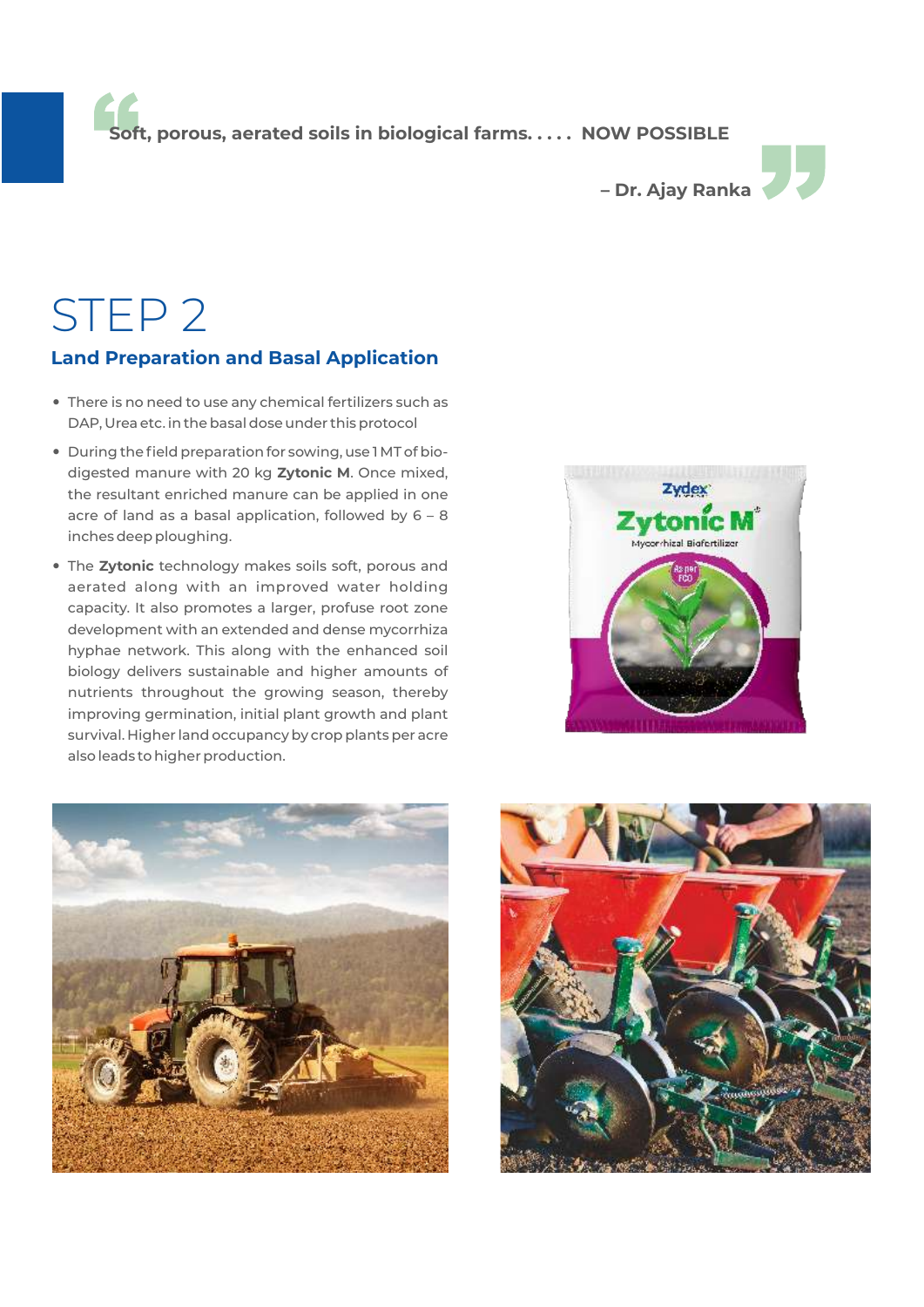> Soft, porous, aerated soils in biological farms. . . . . NOW POSSIBLE
>
> – Dr. Ajay Ranka

# STEP 2

## Land Preparation and Basal Application

- There is no need to use any chemical fertilizers such as DAP, Urea etc. in the basal dose under this protocol
- During the field preparation for sowing, use 1 MT of bio-digested manure with 20 kg **Zytonic M**. Once mixed, the resultant enriched manure can be applied in one acre of land as a basal application, followed by 6 – 8 inches deep ploughing.
- The **Zytonic** technology makes soils soft, porous and aerated along with an improved water holding capacity. It also promotes a larger, profuse root zone development with an extended and dense mycorrhiza hyphae network. This along with the enhanced soil biology delivers sustainable and higher amounts of nutrients throughout the growing season, thereby improving germination, initial plant growth and plant survival. Higher land occupancy by crop plants per acre also leads to higher production.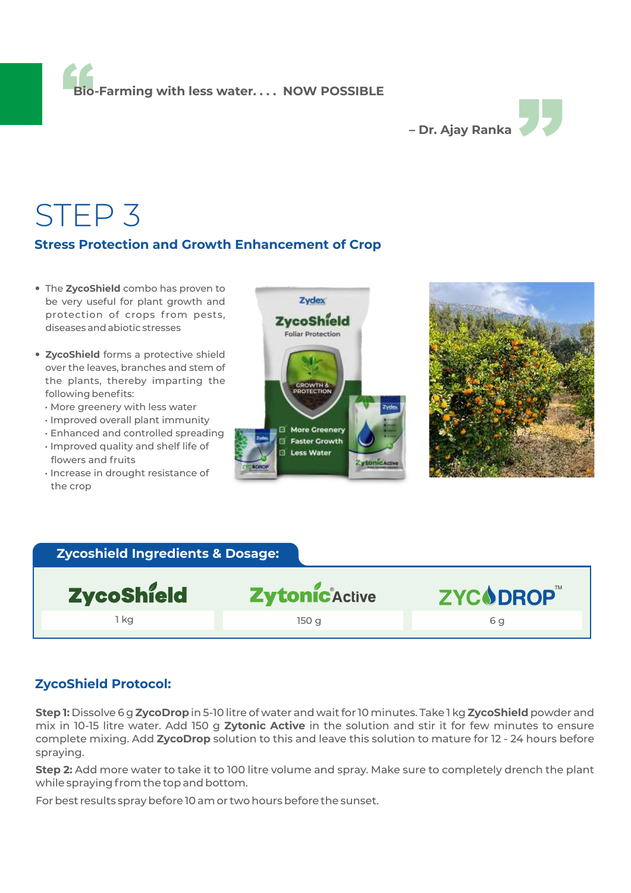> Bio-Farming with less water. . . . NOW POSSIBLE
>
> – Dr. Ajay Ranka

# STEP 3

## Stress Protection and Growth Enhancement of Crop

- The **ZycoShield** combo has proven to be very useful for plant growth and protection of crops from pests, diseases and abiotic stresses
- **ZycoShield** forms a protective shield over the leaves, branches and stem of the plants, thereby imparting the following benefits:
  - More greenery with less water
  - Improved overall plant immunity
  - Enhanced and controlled spreading
  - Improved quality and shelf life of flowers and fruits
  - Increase in drought resistance of the crop

### Zycoshield Ingredients & Dosage:

| ZycoShield | Zytonic Active | ZYCODROP™ |
|---|---|---|
| 1 kg | 150 g | 6 g |

### ZycoShield Protocol:

**Step 1:** Dissolve 6 g **ZycoDrop** in 5-10 litre of water and wait for 10 minutes. Take 1 kg **ZycoShield** powder and mix in 10-15 litre water. Add 150 g **Zytonic Active** in the solution and stir it for few minutes to ensure complete mixing. Add **ZycoDrop** solution to this and leave this solution to mature for 12 - 24 hours before spraying.

**Step 2:** Add more water to take it to 100 litre volume and spray. Make sure to completely drench the plant while spraying from the top and bottom.

For best results spray before 10 am or two hours before the sunset.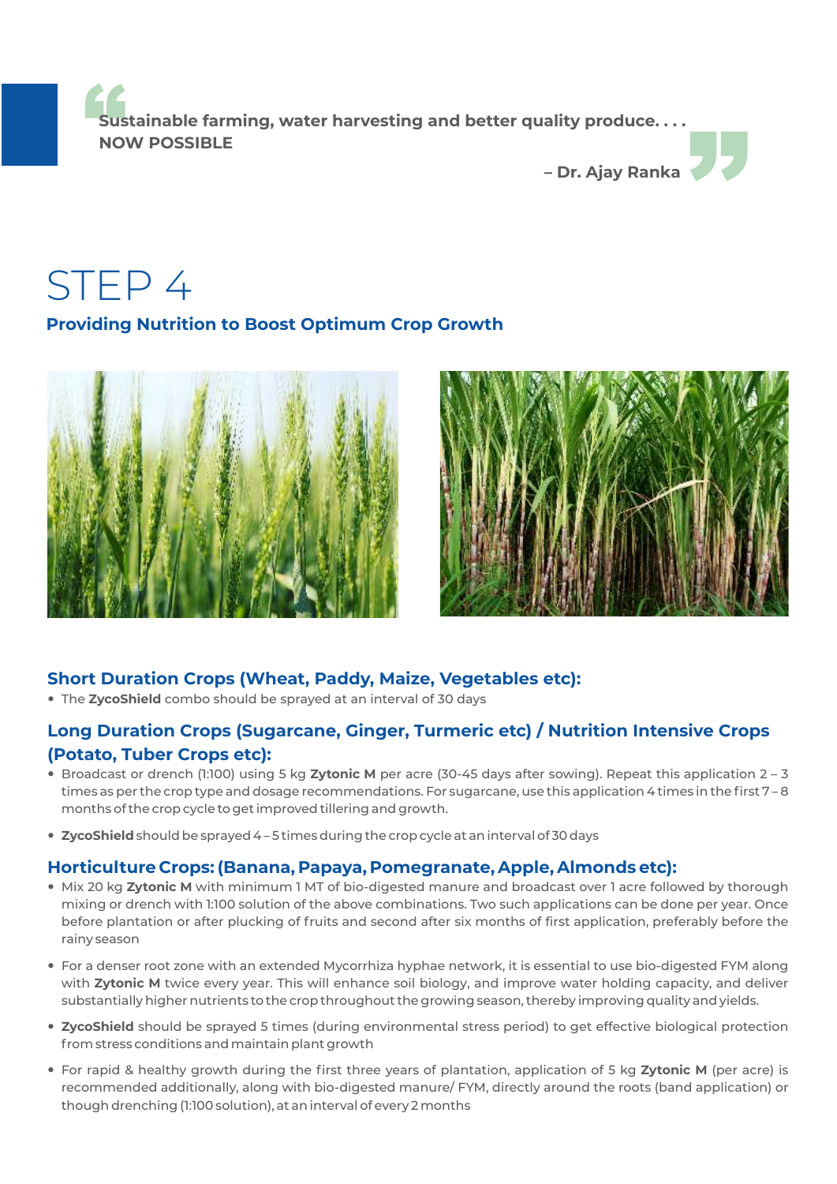> Sustainable farming, water harvesting and better quality produce. . . .
> **NOW POSSIBLE**
>
> **– Dr. Ajay Ranka**

# STEP 4

## Providing Nutrition to Boost Optimum Crop Growth

### Short Duration Crops (Wheat, Paddy, Maize, Vegetables etc):

- The **ZycoShield** combo should be sprayed at an interval of 30 days

### Long Duration Crops (Sugarcane, Ginger, Turmeric etc) / Nutrition Intensive Crops (Potato, Tuber Crops etc):

- Broadcast or drench (1:100) using 5 kg **Zytonic M** per acre (30-45 days after sowing). Repeat this application 2 – 3 times as per the crop type and dosage recommendations. For sugarcane, use this application 4 times in the first 7 – 8 months of the crop cycle to get improved tillering and growth.
- **ZycoShield** should be sprayed 4 – 5 times during the crop cycle at an interval of 30 days

### Horticulture Crops: (Banana, Papaya, Pomegranate, Apple, Almonds etc):

- Mix 20 kg **Zytonic M** with minimum 1 MT of bio-digested manure and broadcast over 1 acre followed by thorough mixing or drench with 1:100 solution of the above combinations. Two such applications can be done per year. Once before plantation or after plucking of fruits and second after six months of first application, preferably before the rainy season
- For a denser root zone with an extended Mycorrhiza hyphae network, it is essential to use bio-digested FYM along with **Zytonic M** twice every year. This will enhance soil biology, and improve water holding capacity, and deliver substantially higher nutrients to the crop throughout the growing season, thereby improving quality and yields.
- **ZycoShield** should be sprayed 5 times (during environmental stress period) to get effective biological protection from stress conditions and maintain plant growth
- For rapid & healthy growth during the first three years of plantation, application of 5 kg **Zytonic M** (per acre) is recommended additionally, along with bio-digested manure/ FYM, directly around the roots (band application) or though drenching (1:100 solution), at an interval of every 2 months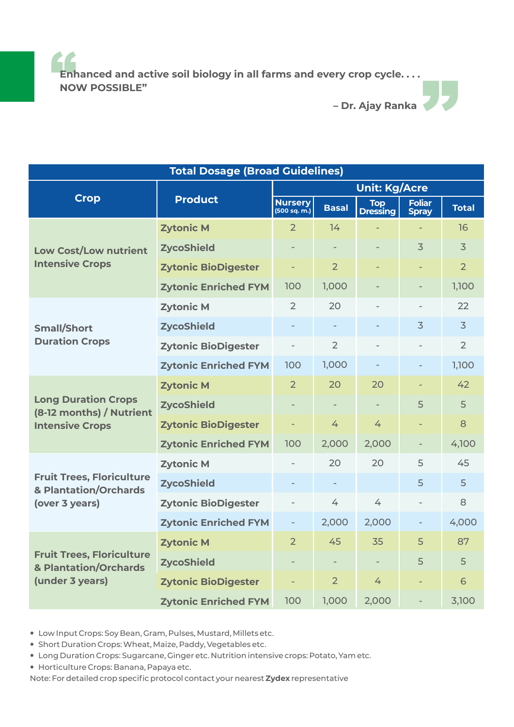> "Enhanced and active soil biology in all farms and every crop cycle. . . .
> NOW POSSIBLE"
>
> – Dr. Ajay Ranka

| Total Dosage (Broad Guidelines) | | | | | | |
|---|---|---|---|---|---|---|
| Crop | Product | Unit: Kg/Acre | | | | |
| | | Nursery (500 sq. m.) | Basal | Top Dressing | Foliar Spray | Total |
| Low Cost/Low nutrient Intensive Crops | Zytonic M | 2 | 14 | - | - | 16 |
| | ZycoShield | - | - | - | 3 | 3 |
| | Zytonic BioDigester | - | 2 | - | - | 2 |
| | Zytonic Enriched FYM | 100 | 1,000 | - | - | 1,100 |
| Small/Short Duration Crops | Zytonic M | 2 | 20 | - | - | 22 |
| | ZycoShield | - | - | - | 3 | 3 |
| | Zytonic BioDigester | - | 2 | - | - | 2 |
| | Zytonic Enriched FYM | 100 | 1,000 | - | - | 1,100 |
| Long Duration Crops (8-12 months) / Nutrient Intensive Crops | Zytonic M | 2 | 20 | 20 | - | 42 |
| | ZycoShield | - | - | - | 5 | 5 |
| | Zytonic BioDigester | - | 4 | 4 | - | 8 |
| | Zytonic Enriched FYM | 100 | 2,000 | 2,000 | - | 4,100 |
| Fruit Trees, Floriculture & Plantation/Orchards (over 3 years) | Zytonic M | - | 20 | 20 | 5 | 45 |
| | ZycoShield | - | - | | 5 | 5 |
| | Zytonic BioDigester | - | 4 | 4 | - | 8 |
| | Zytonic Enriched FYM | - | 2,000 | 2,000 | - | 4,000 |
| Fruit Trees, Floriculture & Plantation/Orchards (under 3 years) | Zytonic M | 2 | 45 | 35 | 5 | 87 |
| | ZycoShield | - | - | - | 5 | 5 |
| | Zytonic BioDigester | - | 2 | 4 | - | 6 |
| | Zytonic Enriched FYM | 100 | 1,000 | 2,000 | - | 3,100 |

- Low Input Crops: Soy Bean, Gram, Pulses, Mustard, Millets etc.
- Short Duration Crops: Wheat, Maize, Paddy, Vegetables etc.
- Long Duration Crops: Sugarcane, Ginger etc. Nutrition intensive crops: Potato, Yam etc.
- Horticulture Crops: Banana, Papaya etc.

Note: For detailed crop specific protocol contact your nearest **Zydex** representative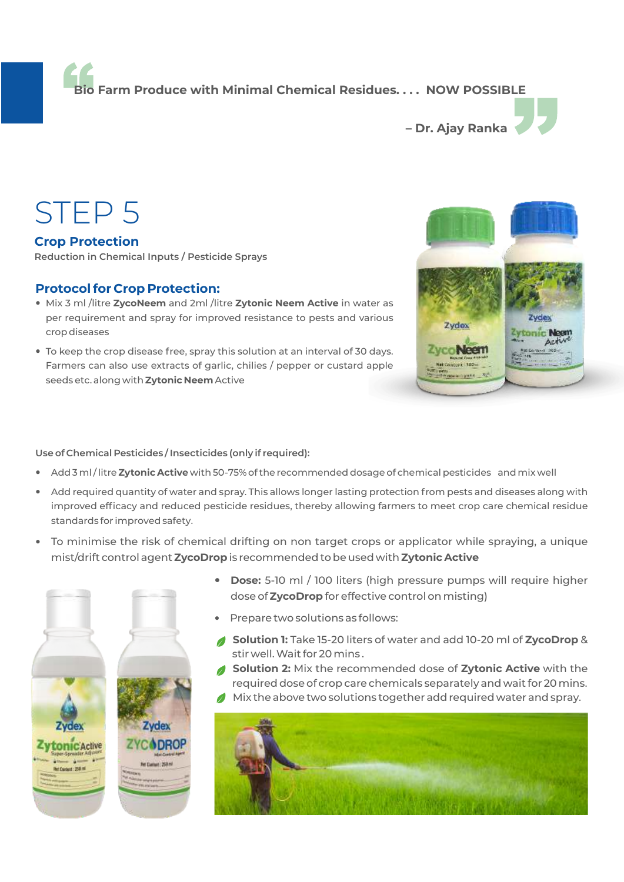> Bio Farm Produce with Minimal Chemical Residues. . . . NOW POSSIBLE
>
> – Dr. Ajay Ranka

# STEP 5

## Crop Protection

Reduction in Chemical Inputs / Pesticide Sprays

### Protocol for Crop Protection:

- Mix 3 ml /litre **ZycoNeem** and 2ml /litre **Zytonic Neem Active** in water as per requirement and spray for improved resistance to pests and various crop diseases
- To keep the crop disease free, spray this solution at an interval of 30 days. Farmers can also use extracts of garlic, chilies / pepper or custard apple seeds etc. along with **Zytonic Neem** Active

Use of Chemical Pesticides / Insecticides (only if required):

- Add 3 ml / litre **Zytonic Active** with 50-75% of the recommended dosage of chemical pesticides and mix well
- Add required quantity of water and spray. This allows longer lasting protection from pests and diseases along with improved efficacy and reduced pesticide residues, thereby allowing farmers to meet crop care chemical residue standards for improved safety.
- To minimise the risk of chemical drifting on non target crops or applicator while spraying, a unique mist/drift control agent **ZycoDrop** is recommended to be used with **Zytonic Active**

- **Dose:** 5-10 ml / 100 liters (high pressure pumps will require higher dose of **ZycoDrop** for effective control on misting)
- Prepare two solutions as follows:
  - **Solution 1:** Take 15-20 liters of water and add 10-20 ml of **ZycoDrop** & stir well. Wait for 20 mins.
  - **Solution 2:** Mix the recommended dose of **Zytonic Active** with the required dose of crop care chemicals separately and wait for 20 mins.
  - Mix the above two solutions together add required water and spray.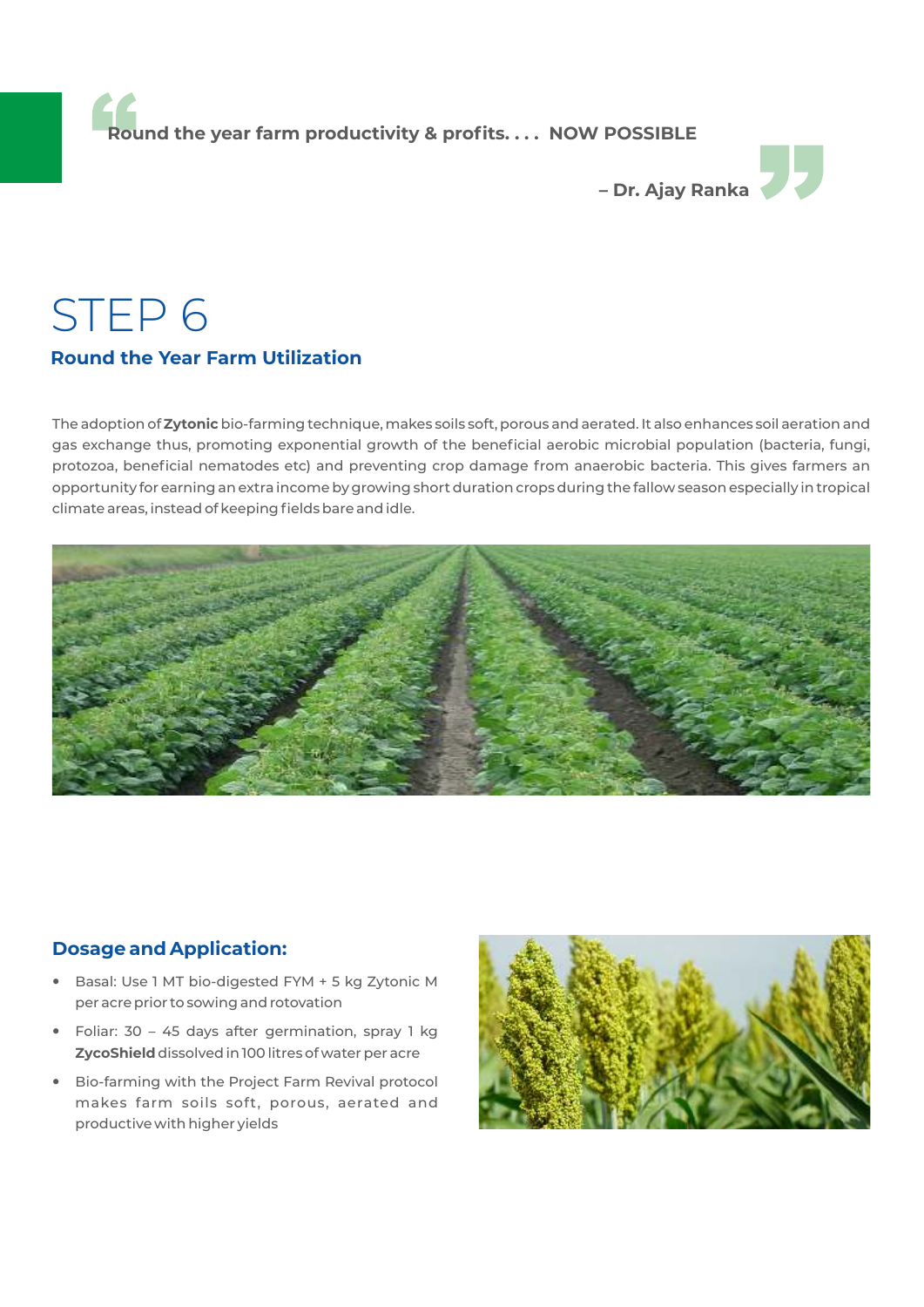> Round the year farm productivity & profits. . . .  NOW POSSIBLE
>
> – Dr. Ajay Ranka

# STEP 6

## Round the Year Farm Utilization

The adoption of **Zytonic** bio-farming technique, makes soils soft, porous and aerated. It also enhances soil aeration and gas exchange thus, promoting exponential growth of the beneficial aerobic microbial population (bacteria, fungi, protozoa, beneficial nematodes etc) and preventing crop damage from anaerobic bacteria. This gives farmers an opportunity for earning an extra income by growing short duration crops during the fallow season especially in tropical climate areas, instead of keeping fields bare and idle.

### Dosage and Application:

- Basal: Use 1 MT bio-digested FYM + 5 kg Zytonic M per acre prior to sowing and rotovation
- Foliar: 30 – 45 days after germination, spray 1 kg **ZycoShield** dissolved in 100 litres of water per acre
- Bio-farming with the Project Farm Revival protocol makes farm soils soft, porous, aerated and productive with higher yields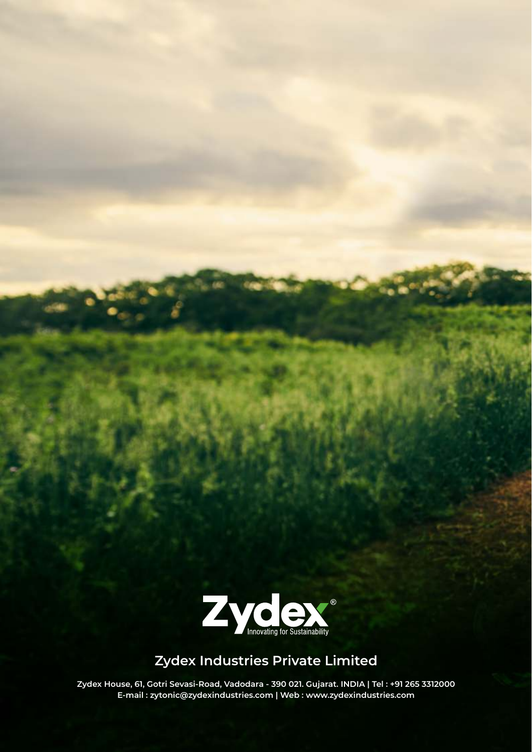Zydex®
Innovating for Sustainability

## Zydex Industries Private Limited

**Zydex House, 61, Gotri Sevasi-Road, Vadodara - 390 021. Gujarat. INDIA | Tel : +91 265 3312000**
**E-mail : zytonic@zydexindustries.com | Web : www.zydexindustries.com**